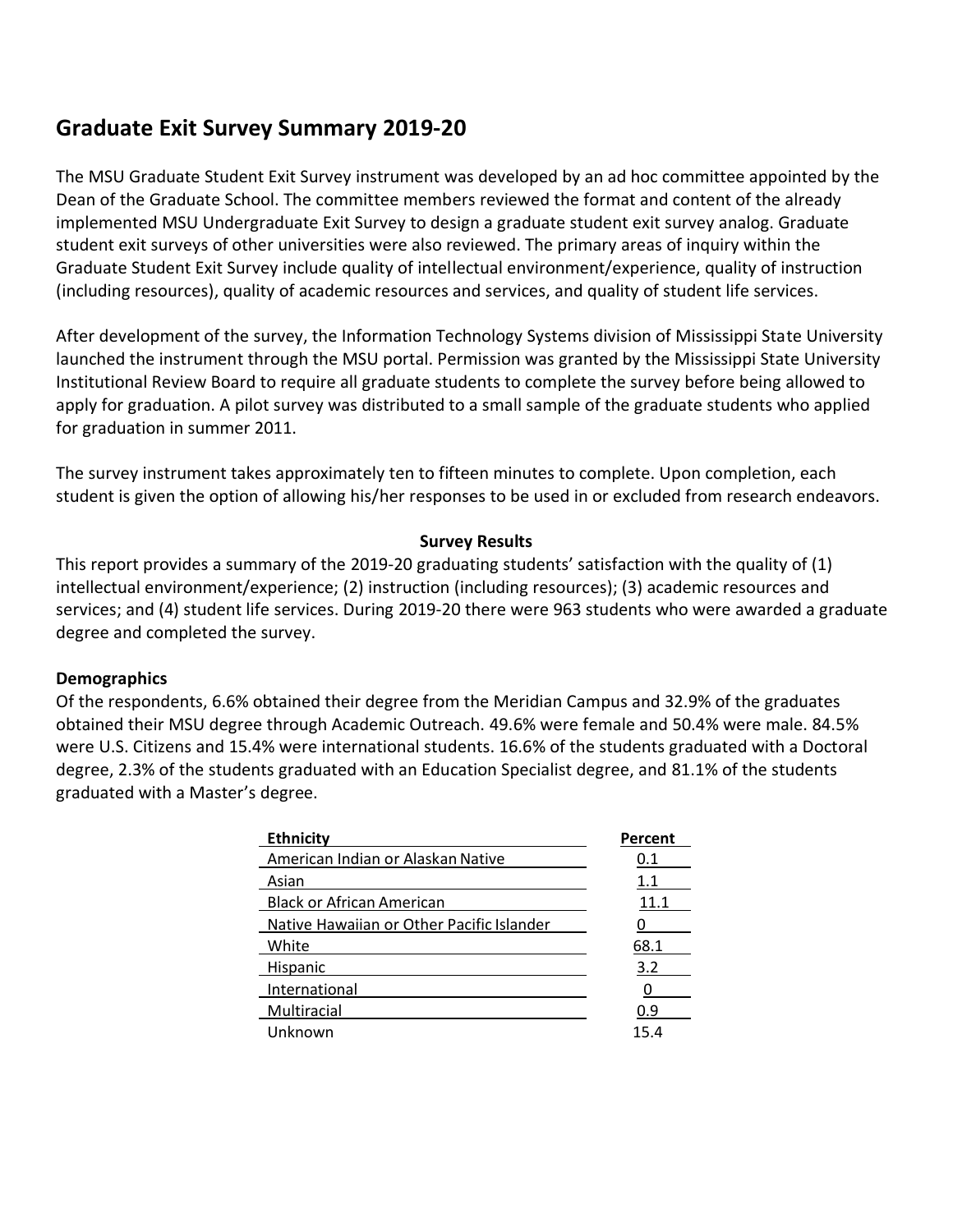# Graduate Exit Survey Summary 2019-20

The MSU Graduate Student Exit Survey instrument was developed by an ad hoc committee appointed by the Dean of the Graduate School. The committee members reviewed the format and content of the already implemented MSU Undergraduate Exit Survey to design a graduate student exit survey analog. Graduate student exit surveys of other universities were also reviewed. The primary areas of inquiry within the Graduate Student Exit Survey include quality of intellectual environment/experience, quality of instruction (including resources), quality of academic resources and services, and quality of student life services.

After development of the survey, the Information Technology Systems division of Mississippi State University launched the instrument through the MSU portal. Permission was granted by the Mississippi State University Institutional Review Board to require all graduate students to complete the survey before being allowed to apply for graduation. A pilot survey was distributed to a small sample of the graduate students who applied for graduation in summer 2011.

The survey instrument takes approximately ten to fifteen minutes to complete. Upon completion, each student is given the option of allowing his/her responses to be used in or excluded from research endeavors.

**Survey Results**

This report provides a summary of the 2019-20 graduating students' satisfaction with the quality of (1) intellectual environment/experience; (2) instruction (including resources); (3) academic resources and services; and (4) student life services. During 2019-20 there were 963 students who were awarded a graduate degree and completed the survey.

### Demographics

Of the respondents, 6.6% obtained their degree from the Meridian Campus and 32.9% of the graduates obtained their MSU degree through Academic Outreach. 49.6% were female and 50.4% were male. 84.5% were U.S. Citizens and 15.4% were international students. 16.6% of the students graduated with a Doctoral degree, 2.3% of the students graduated with an Education Specialist degree, and 81.1% of the students graduated with a Master's degree.

| Ethnicity | Percent |
|---|---|
| American Indian or Alaskan Native | 0.1 |
| Asian | 1.1 |
| Black or African American | 11.1 |
| Native Hawaiian or Other Pacific Islander | 0 |
| White | 68.1 |
| Hispanic | 3.2 |
| International | 0 |
| Multiracial | 0.9 |
| Unknown | 15.4 |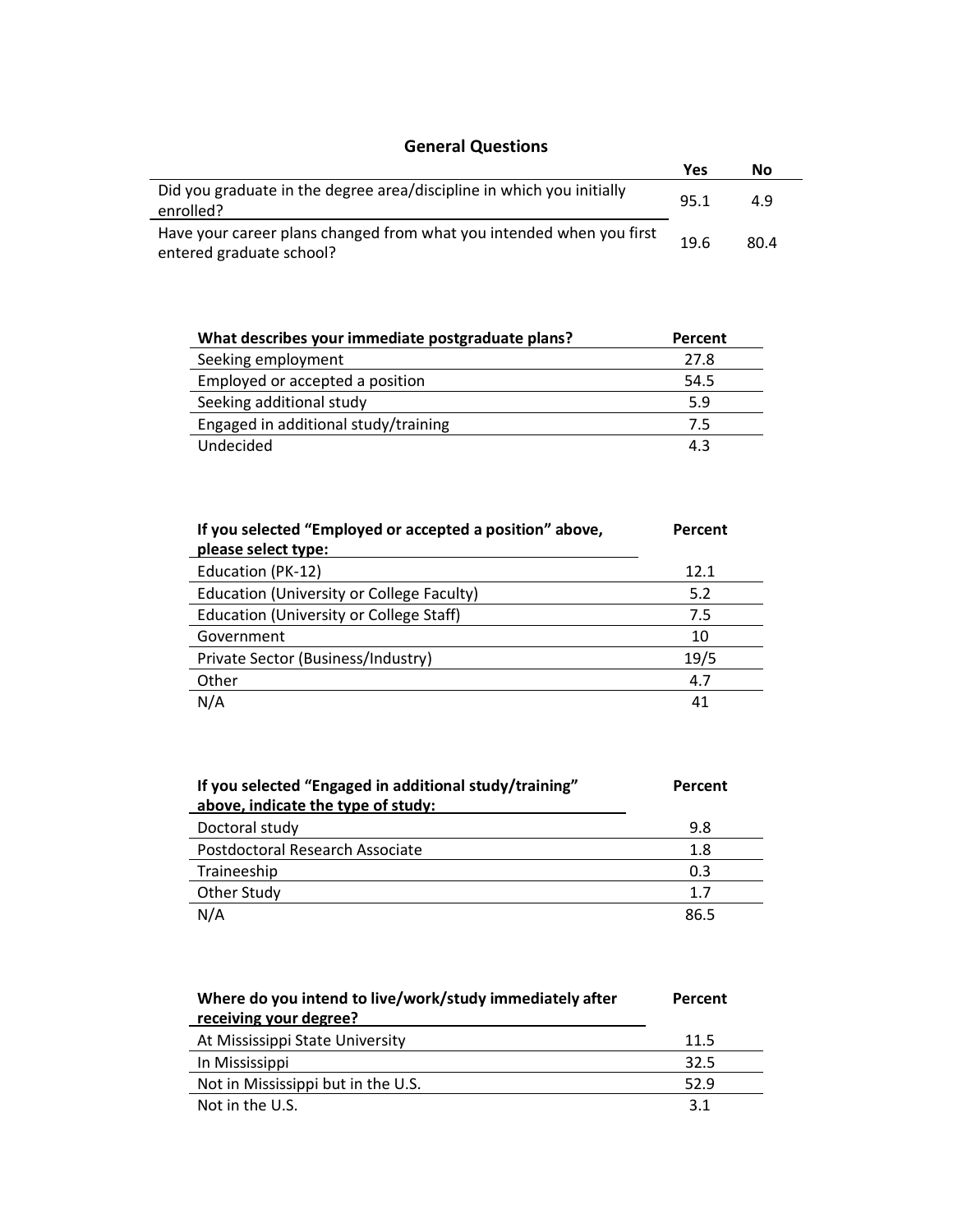## General Questions

| | Yes | No |
|---|---|---|
| Did you graduate in the degree area/discipline in which you initially enrolled? | 95.1 | 4.9 |
| Have your career plans changed from what you intended when you first entered graduate school? | 19.6 | 80.4 |

| What describes your immediate postgraduate plans? | Percent |
|---|---|
| Seeking employment | 27.8 |
| Employed or accepted a position | 54.5 |
| Seeking additional study | 5.9 |
| Engaged in additional study/training | 7.5 |
| Undecided | 4.3 |

| If you selected "Employed or accepted a position" above, please select type: | Percent |
|---|---|
| Education (PK-12) | 12.1 |
| Education (University or College Faculty) | 5.2 |
| Education (University or College Staff) | 7.5 |
| Government | 10 |
| Private Sector (Business/Industry) | 19/5 |
| Other | 4.7 |
| N/A | 41 |

| If you selected "Engaged in additional study/training" above, indicate the type of study: | Percent |
|---|---|
| Doctoral study | 9.8 |
| Postdoctoral Research Associate | 1.8 |
| Traineeship | 0.3 |
| Other Study | 1.7 |
| N/A | 86.5 |

| Where do you intend to live/work/study immediately after receiving your degree? | Percent |
|---|---|
| At Mississippi State University | 11.5 |
| In Mississippi | 32.5 |
| Not in Mississippi but in the U.S. | 52.9 |
| Not in the U.S. | 3.1 |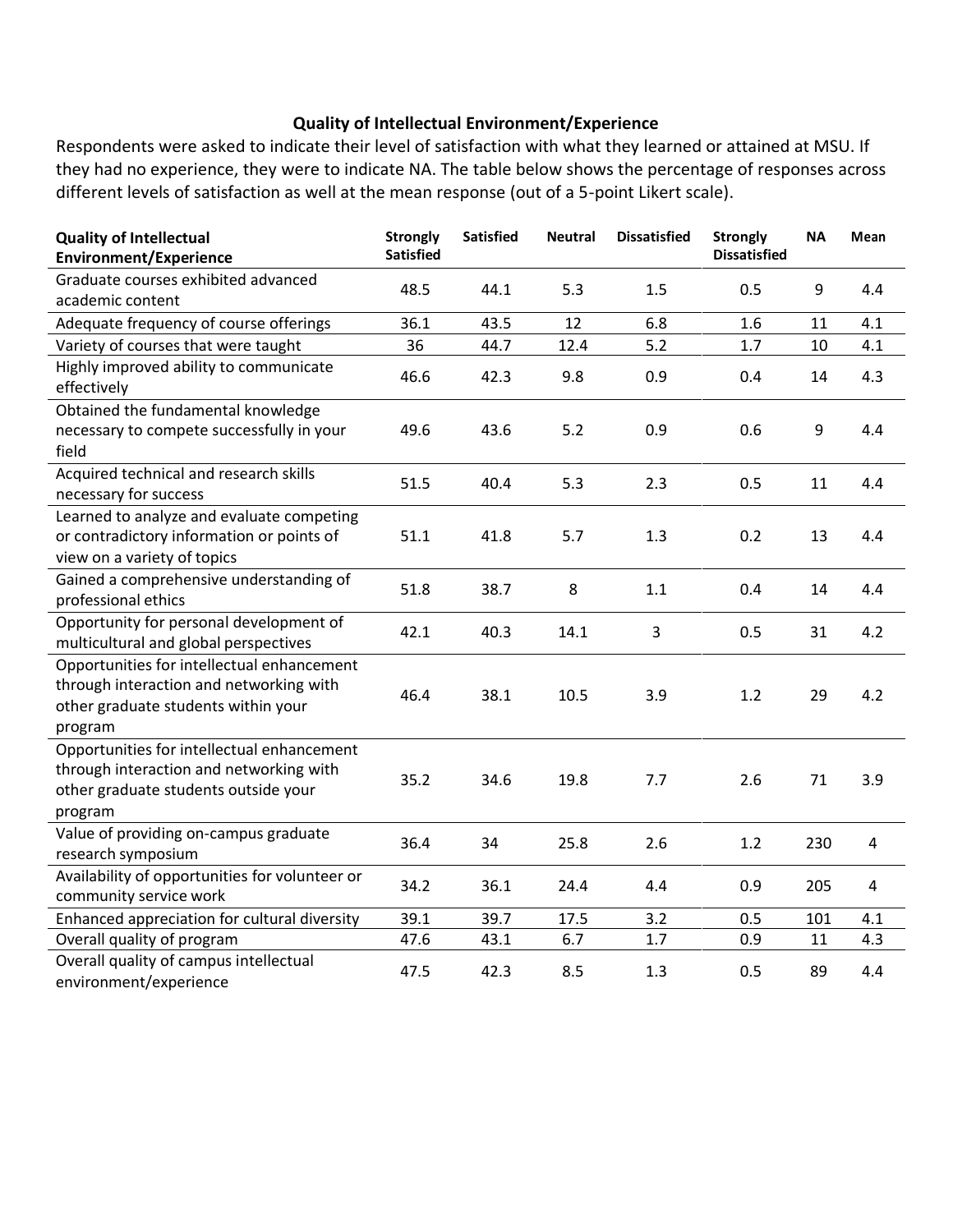## Quality of Intellectual Environment/Experience

Respondents were asked to indicate their level of satisfaction with what they learned or attained at MSU. If they had no experience, they were to indicate NA. The table below shows the percentage of responses across different levels of satisfaction as well at the mean response (out of a 5-point Likert scale).

| Quality of Intellectual Environment/Experience | Strongly Satisfied | Satisfied | Neutral | Dissatisfied | Strongly Dissatisfied | NA | Mean |
|---|---|---|---|---|---|---|---|
| Graduate courses exhibited advanced academic content | 48.5 | 44.1 | 5.3 | 1.5 | 0.5 | 9 | 4.4 |
| Adequate frequency of course offerings | 36.1 | 43.5 | 12 | 6.8 | 1.6 | 11 | 4.1 |
| Variety of courses that were taught | 36 | 44.7 | 12.4 | 5.2 | 1.7 | 10 | 4.1 |
| Highly improved ability to communicate effectively | 46.6 | 42.3 | 9.8 | 0.9 | 0.4 | 14 | 4.3 |
| Obtained the fundamental knowledge necessary to compete successfully in your field | 49.6 | 43.6 | 5.2 | 0.9 | 0.6 | 9 | 4.4 |
| Acquired technical and research skills necessary for success | 51.5 | 40.4 | 5.3 | 2.3 | 0.5 | 11 | 4.4 |
| Learned to analyze and evaluate competing or contradictory information or points of view on a variety of topics | 51.1 | 41.8 | 5.7 | 1.3 | 0.2 | 13 | 4.4 |
| Gained a comprehensive understanding of professional ethics | 51.8 | 38.7 | 8 | 1.1 | 0.4 | 14 | 4.4 |
| Opportunity for personal development of multicultural and global perspectives | 42.1 | 40.3 | 14.1 | 3 | 0.5 | 31 | 4.2 |
| Opportunities for intellectual enhancement through interaction and networking with other graduate students within your program | 46.4 | 38.1 | 10.5 | 3.9 | 1.2 | 29 | 4.2 |
| Opportunities for intellectual enhancement through interaction and networking with other graduate students outside your program | 35.2 | 34.6 | 19.8 | 7.7 | 2.6 | 71 | 3.9 |
| Value of providing on-campus graduate research symposium | 36.4 | 34 | 25.8 | 2.6 | 1.2 | 230 | 4 |
| Availability of opportunities for volunteer or community service work | 34.2 | 36.1 | 24.4 | 4.4 | 0.9 | 205 | 4 |
| Enhanced appreciation for cultural diversity | 39.1 | 39.7 | 17.5 | 3.2 | 0.5 | 101 | 4.1 |
| Overall quality of program | 47.6 | 43.1 | 6.7 | 1.7 | 0.9 | 11 | 4.3 |
| Overall quality of campus intellectual environment/experience | 47.5 | 42.3 | 8.5 | 1.3 | 0.5 | 89 | 4.4 |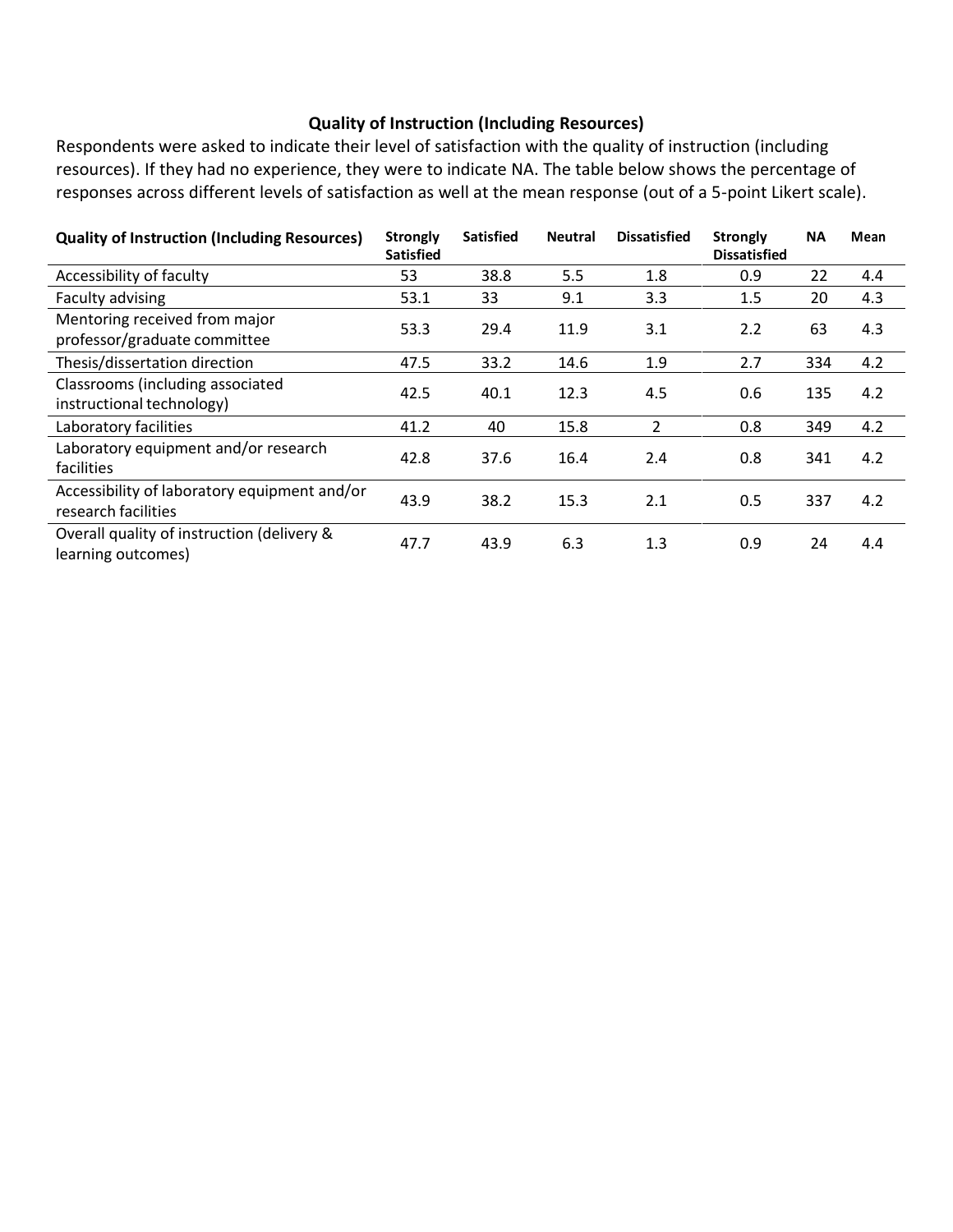### Quality of Instruction (Including Resources)

Respondents were asked to indicate their level of satisfaction with the quality of instruction (including resources). If they had no experience, they were to indicate NA. The table below shows the percentage of responses across different levels of satisfaction as well at the mean response (out of a 5-point Likert scale).

| Quality of Instruction (Including Resources) | Strongly Satisfied | Satisfied | Neutral | Dissatisfied | Strongly Dissatisfied | NA | Mean |
|---|---|---|---|---|---|---|---|
| Accessibility of faculty | 53 | 38.8 | 5.5 | 1.8 | 0.9 | 22 | 4.4 |
| Faculty advising | 53.1 | 33 | 9.1 | 3.3 | 1.5 | 20 | 4.3 |
| Mentoring received from major professor/graduate committee | 53.3 | 29.4 | 11.9 | 3.1 | 2.2 | 63 | 4.3 |
| Thesis/dissertation direction | 47.5 | 33.2 | 14.6 | 1.9 | 2.7 | 334 | 4.2 |
| Classrooms (including associated instructional technology) | 42.5 | 40.1 | 12.3 | 4.5 | 0.6 | 135 | 4.2 |
| Laboratory facilities | 41.2 | 40 | 15.8 | 2 | 0.8 | 349 | 4.2 |
| Laboratory equipment and/or research facilities | 42.8 | 37.6 | 16.4 | 2.4 | 0.8 | 341 | 4.2 |
| Accessibility of laboratory equipment and/or research facilities | 43.9 | 38.2 | 15.3 | 2.1 | 0.5 | 337 | 4.2 |
| Overall quality of instruction (delivery & learning outcomes) | 47.7 | 43.9 | 6.3 | 1.3 | 0.9 | 24 | 4.4 |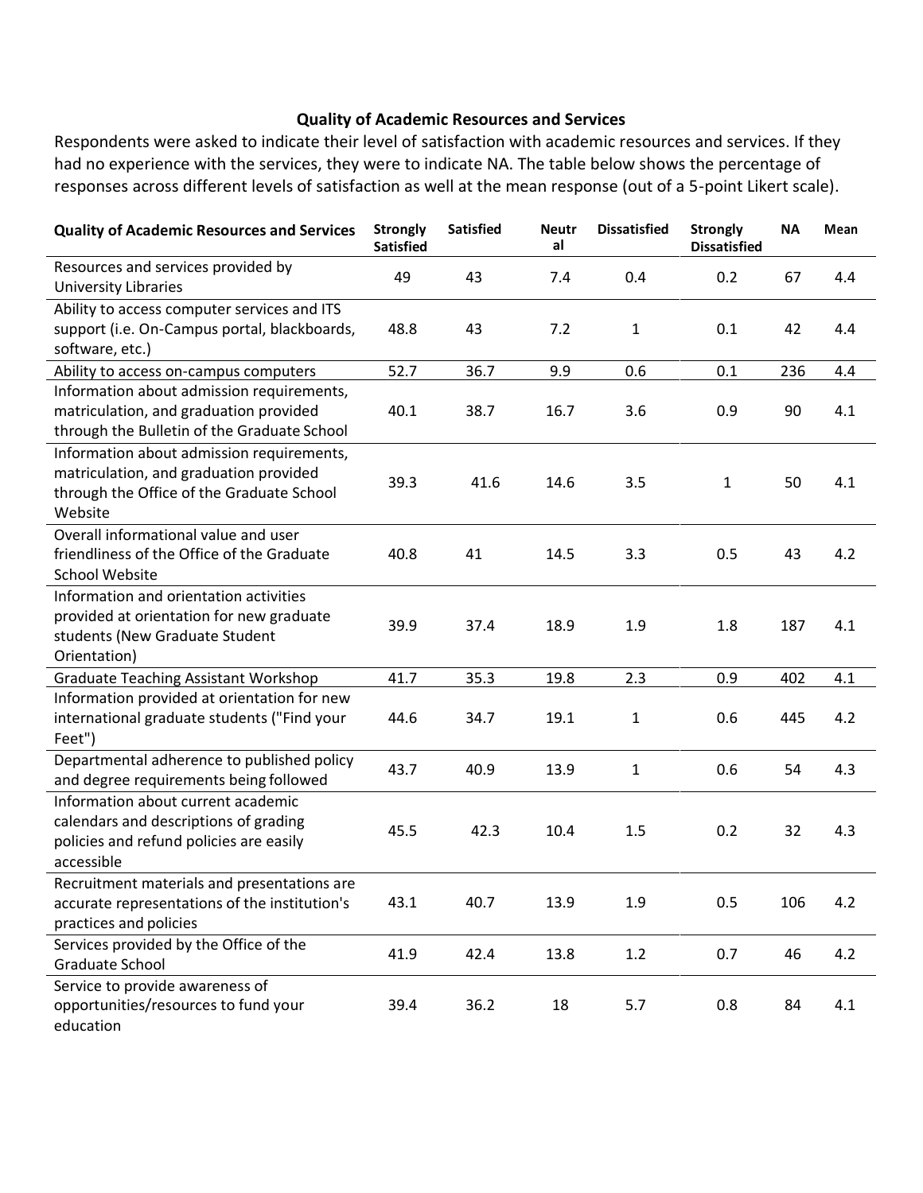**Quality of Academic Resources and Services**

Respondents were asked to indicate their level of satisfaction with academic resources and services. If they had no experience with the services, they were to indicate NA. The table below shows the percentage of responses across different levels of satisfaction as well at the mean response (out of a 5-point Likert scale).

| Quality of Academic Resources and Services | Strongly Satisfied | Satisfied | Neutral | Dissatisfied | Strongly Dissatisfied | NA | Mean |
|---|---|---|---|---|---|---|---|
| Resources and services provided by University Libraries | 49 | 43 | 7.4 | 0.4 | 0.2 | 67 | 4.4 |
| Ability to access computer services and ITS support (i.e. On-Campus portal, blackboards, software, etc.) | 48.8 | 43 | 7.2 | 1 | 0.1 | 42 | 4.4 |
| Ability to access on-campus computers | 52.7 | 36.7 | 9.9 | 0.6 | 0.1 | 236 | 4.4 |
| Information about admission requirements, matriculation, and graduation provided through the Bulletin of the Graduate School | 40.1 | 38.7 | 16.7 | 3.6 | 0.9 | 90 | 4.1 |
| Information about admission requirements, matriculation, and graduation provided through the Office of the Graduate School Website | 39.3 | 41.6 | 14.6 | 3.5 | 1 | 50 | 4.1 |
| Overall informational value and user friendliness of the Office of the Graduate School Website | 40.8 | 41 | 14.5 | 3.3 | 0.5 | 43 | 4.2 |
| Information and orientation activities provided at orientation for new graduate students (New Graduate Student Orientation) | 39.9 | 37.4 | 18.9 | 1.9 | 1.8 | 187 | 4.1 |
| Graduate Teaching Assistant Workshop | 41.7 | 35.3 | 19.8 | 2.3 | 0.9 | 402 | 4.1 |
| Information provided at orientation for new international graduate students ("Find your Feet") | 44.6 | 34.7 | 19.1 | 1 | 0.6 | 445 | 4.2 |
| Departmental adherence to published policy and degree requirements being followed | 43.7 | 40.9 | 13.9 | 1 | 0.6 | 54 | 4.3 |
| Information about current academic calendars and descriptions of grading policies and refund policies are easily accessible | 45.5 | 42.3 | 10.4 | 1.5 | 0.2 | 32 | 4.3 |
| Recruitment materials and presentations are accurate representations of the institution's practices and policies | 43.1 | 40.7 | 13.9 | 1.9 | 0.5 | 106 | 4.2 |
| Services provided by the Office of the Graduate School | 41.9 | 42.4 | 13.8 | 1.2 | 0.7 | 46 | 4.2 |
| Service to provide awareness of opportunities/resources to fund your education | 39.4 | 36.2 | 18 | 5.7 | 0.8 | 84 | 4.1 |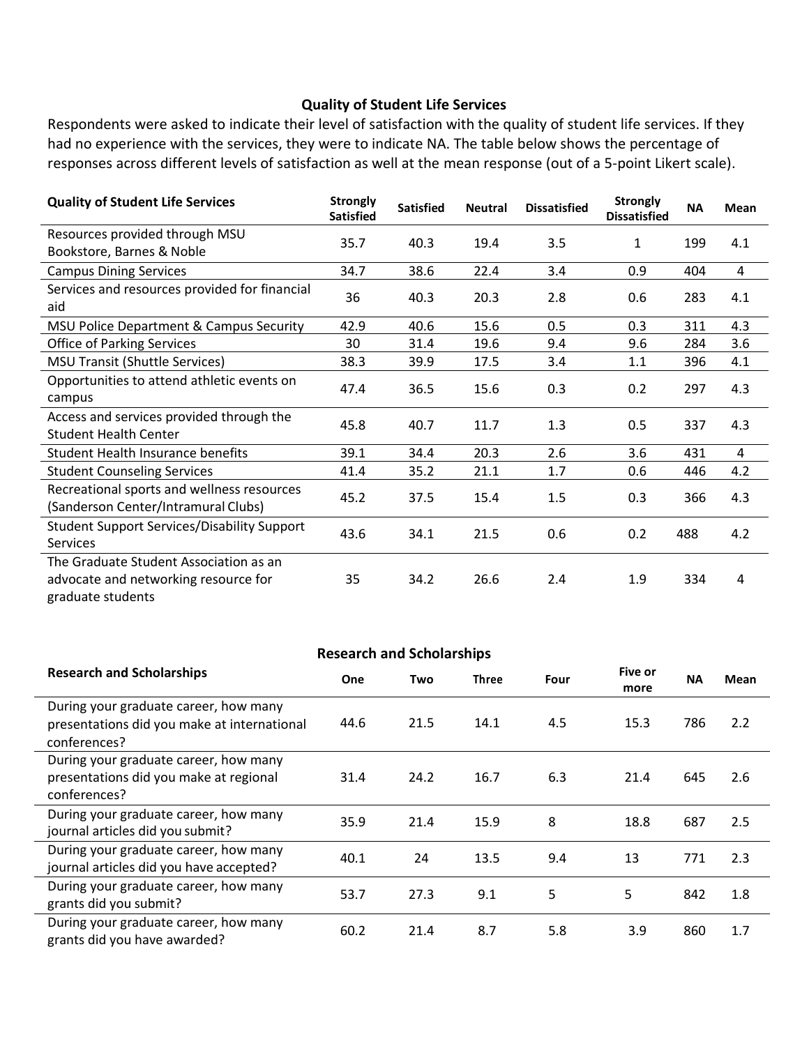### Quality of Student Life Services

Respondents were asked to indicate their level of satisfaction with the quality of student life services. If they had no experience with the services, they were to indicate NA. The table below shows the percentage of responses across different levels of satisfaction as well at the mean response (out of a 5-point Likert scale).

| Quality of Student Life Services | Strongly Satisfied | Satisfied | Neutral | Dissatisfied | Strongly Dissatisfied | NA | Mean |
|---|---|---|---|---|---|---|---|
| Resources provided through MSU Bookstore, Barnes & Noble | 35.7 | 40.3 | 19.4 | 3.5 | 1 | 199 | 4.1 |
| Campus Dining Services | 34.7 | 38.6 | 22.4 | 3.4 | 0.9 | 404 | 4 |
| Services and resources provided for financial aid | 36 | 40.3 | 20.3 | 2.8 | 0.6 | 283 | 4.1 |
| MSU Police Department & Campus Security | 42.9 | 40.6 | 15.6 | 0.5 | 0.3 | 311 | 4.3 |
| Office of Parking Services | 30 | 31.4 | 19.6 | 9.4 | 9.6 | 284 | 3.6 |
| MSU Transit (Shuttle Services) | 38.3 | 39.9 | 17.5 | 3.4 | 1.1 | 396 | 4.1 |
| Opportunities to attend athletic events on campus | 47.4 | 36.5 | 15.6 | 0.3 | 0.2 | 297 | 4.3 |
| Access and services provided through the Student Health Center | 45.8 | 40.7 | 11.7 | 1.3 | 0.5 | 337 | 4.3 |
| Student Health Insurance benefits | 39.1 | 34.4 | 20.3 | 2.6 | 3.6 | 431 | 4 |
| Student Counseling Services | 41.4 | 35.2 | 21.1 | 1.7 | 0.6 | 446 | 4.2 |
| Recreational sports and wellness resources (Sanderson Center/Intramural Clubs) | 45.2 | 37.5 | 15.4 | 1.5 | 0.3 | 366 | 4.3 |
| Student Support Services/Disability Support Services | 43.6 | 34.1 | 21.5 | 0.6 | 0.2 | 488 | 4.2 |
| The Graduate Student Association as an advocate and networking resource for graduate students | 35 | 34.2 | 26.6 | 2.4 | 1.9 | 334 | 4 |

### Research and Scholarships

| Research and Scholarships | One | Two | Three | Four | Five or more | NA | Mean |
|---|---|---|---|---|---|---|---|
| During your graduate career, how many presentations did you make at international conferences? | 44.6 | 21.5 | 14.1 | 4.5 | 15.3 | 786 | 2.2 |
| During your graduate career, how many presentations did you make at regional conferences? | 31.4 | 24.2 | 16.7 | 6.3 | 21.4 | 645 | 2.6 |
| During your graduate career, how many journal articles did you submit? | 35.9 | 21.4 | 15.9 | 8 | 18.8 | 687 | 2.5 |
| During your graduate career, how many journal articles did you have accepted? | 40.1 | 24 | 13.5 | 9.4 | 13 | 771 | 2.3 |
| During your graduate career, how many grants did you submit? | 53.7 | 27.3 | 9.1 | 5 | 5 | 842 | 1.8 |
| During your graduate career, how many grants did you have awarded? | 60.2 | 21.4 | 8.7 | 5.8 | 3.9 | 860 | 1.7 |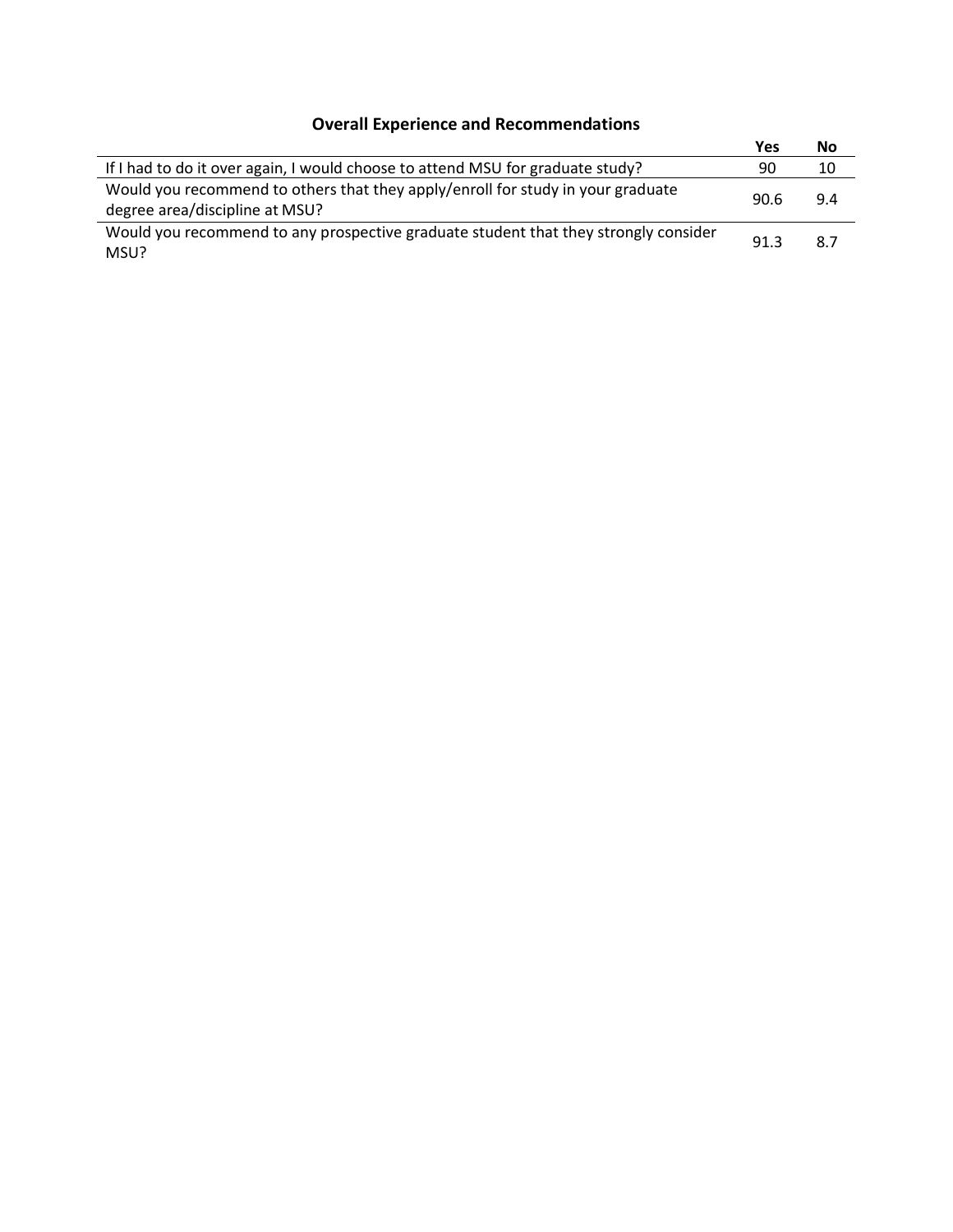## Overall Experience and Recommendations

| | Yes | No |
|---|---|---|
| If I had to do it over again, I would choose to attend MSU for graduate study? | 90 | 10 |
| Would you recommend to others that they apply/enroll for study in your graduate degree area/discipline at MSU? | 90.6 | 9.4 |
| Would you recommend to any prospective graduate student that they strongly consider MSU? | 91.3 | 8.7 |